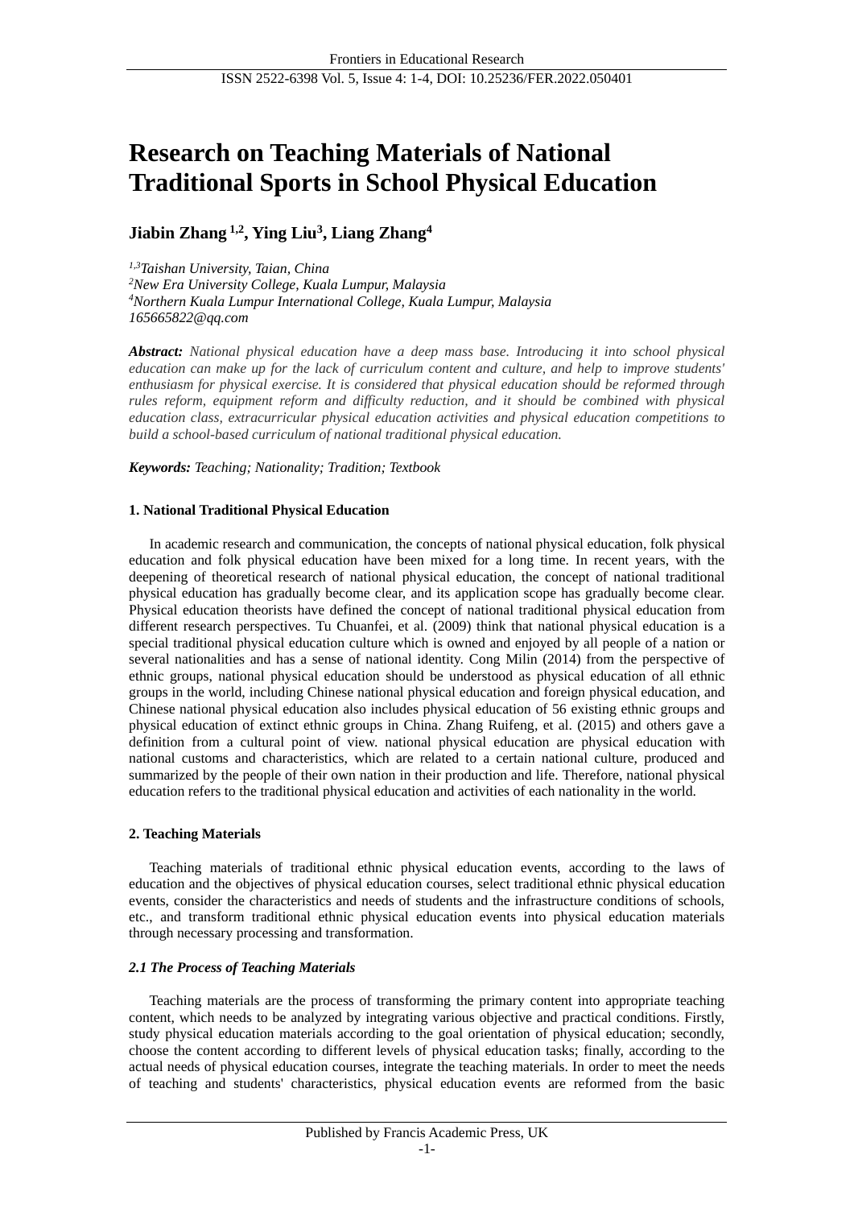# Research on Teaching Materials of National Traditional Sports in School Physical Education

**Jiabin Zhang [1,2], Ying Liu[3], Liang Zhang[4]**

*[1,3]Taishan University, Taian, China*
*[2]New Era University College, Kuala Lumpur, Malaysia*
*[4]Northern Kuala Lumpur International College, Kuala Lumpur, Malaysia*
*165665822@qq.com*

***Abstract:*** *National physical education have a deep mass base. Introducing it into school physical education can make up for the lack of curriculum content and culture, and help to improve students' enthusiasm for physical exercise. It is considered that physical education should be reformed through rules reform, equipment reform and difficulty reduction, and it should be combined with physical education class, extracurricular physical education activities and physical education competitions to build a school-based curriculum of national traditional physical education.*

***Keywords:*** *Teaching; Nationality; Tradition; Textbook*

## 1. National Traditional Physical Education

In academic research and communication, the concepts of national physical education, folk physical education and folk physical education have been mixed for a long time. In recent years, with the deepening of theoretical research of national physical education, the concept of national traditional physical education has gradually become clear, and its application scope has gradually become clear. Physical education theorists have defined the concept of national traditional physical education from different research perspectives. Tu Chuanfei, et al. (2009) think that national physical education is a special traditional physical education culture which is owned and enjoyed by all people of a nation or several nationalities and has a sense of national identity. Cong Milin (2014) from the perspective of ethnic groups, national physical education should be understood as physical education of all ethnic groups in the world, including Chinese national physical education and foreign physical education, and Chinese national physical education also includes physical education of 56 existing ethnic groups and physical education of extinct ethnic groups in China. Zhang Ruifeng, et al. (2015) and others gave a definition from a cultural point of view. national physical education are physical education with national customs and characteristics, which are related to a certain national culture, produced and summarized by the people of their own nation in their production and life. Therefore, national physical education refers to the traditional physical education and activities of each nationality in the world.

## 2. Teaching Materials

Teaching materials of traditional ethnic physical education events, according to the laws of education and the objectives of physical education courses, select traditional ethnic physical education events, consider the characteristics and needs of students and the infrastructure conditions of schools, etc., and transform traditional ethnic physical education events into physical education materials through necessary processing and transformation.

### *2.1 The Process of Teaching Materials*

Teaching materials are the process of transforming the primary content into appropriate teaching content, which needs to be analyzed by integrating various objective and practical conditions. Firstly, study physical education materials according to the goal orientation of physical education; secondly, choose the content according to different levels of physical education tasks; finally, according to the actual needs of physical education courses, integrate the teaching materials. In order to meet the needs of teaching and students' characteristics, physical education events are reformed from the basic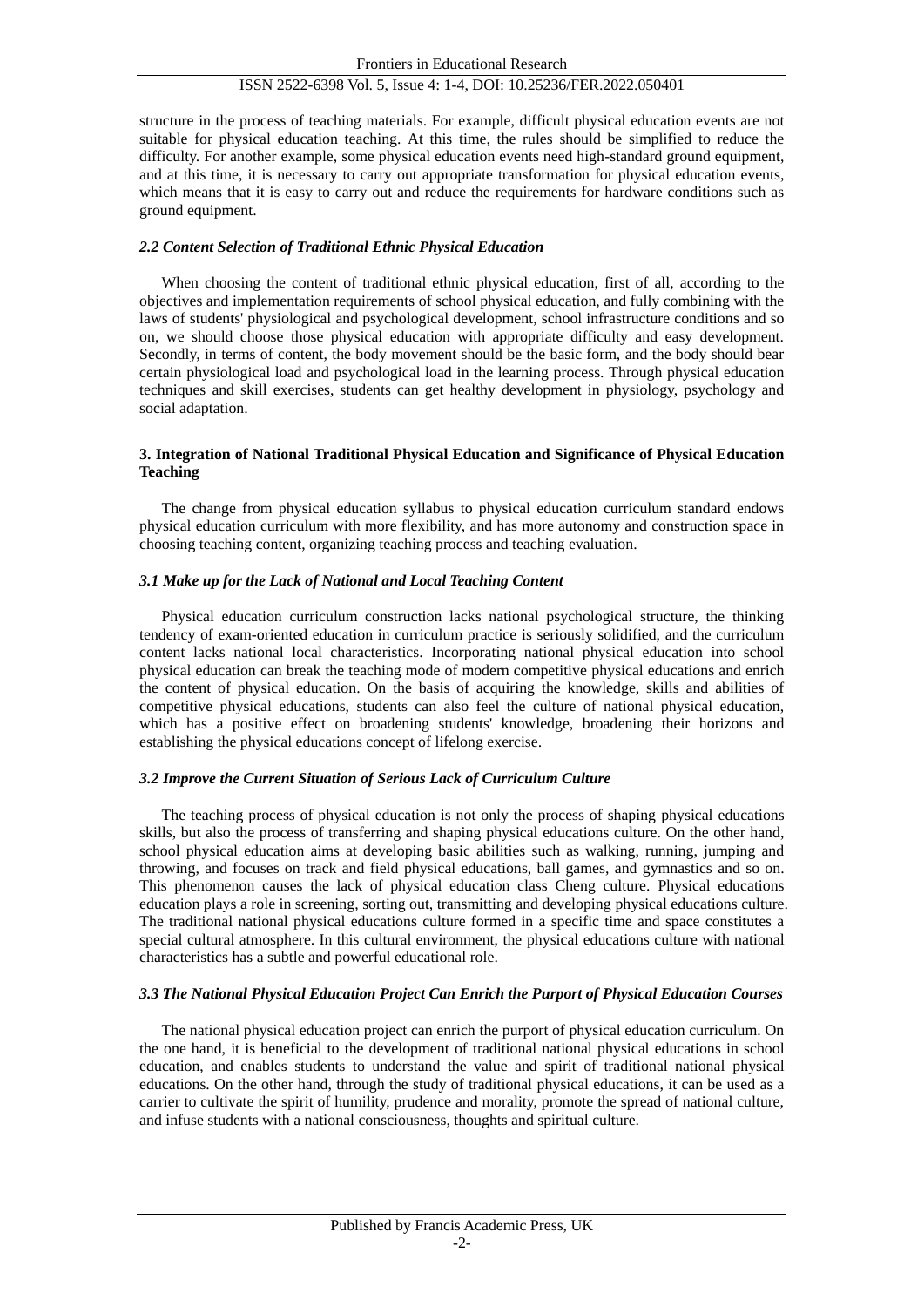structure in the process of teaching materials. For example, difficult physical education events are not suitable for physical education teaching. At this time, the rules should be simplified to reduce the difficulty. For another example, some physical education events need high-standard ground equipment, and at this time, it is necessary to carry out appropriate transformation for physical education events, which means that it is easy to carry out and reduce the requirements for hardware conditions such as ground equipment.

### *2.2 Content Selection of Traditional Ethnic Physical Education*

When choosing the content of traditional ethnic physical education, first of all, according to the objectives and implementation requirements of school physical education, and fully combining with the laws of students' physiological and psychological development, school infrastructure conditions and so on, we should choose those physical education with appropriate difficulty and easy development. Secondly, in terms of content, the body movement should be the basic form, and the body should bear certain physiological load and psychological load in the learning process. Through physical education techniques and skill exercises, students can get healthy development in physiology, psychology and social adaptation.

## **3. Integration of National Traditional Physical Education and Significance of Physical Education Teaching**

The change from physical education syllabus to physical education curriculum standard endows physical education curriculum with more flexibility, and has more autonomy and construction space in choosing teaching content, organizing teaching process and teaching evaluation.

### *3.1 Make up for the Lack of National and Local Teaching Content*

Physical education curriculum construction lacks national psychological structure, the thinking tendency of exam-oriented education in curriculum practice is seriously solidified, and the curriculum content lacks national local characteristics. Incorporating national physical education into school physical education can break the teaching mode of modern competitive physical educations and enrich the content of physical education. On the basis of acquiring the knowledge, skills and abilities of competitive physical educations, students can also feel the culture of national physical education, which has a positive effect on broadening students' knowledge, broadening their horizons and establishing the physical educations concept of lifelong exercise.

### *3.2 Improve the Current Situation of Serious Lack of Curriculum Culture*

The teaching process of physical education is not only the process of shaping physical educations skills, but also the process of transferring and shaping physical educations culture. On the other hand, school physical education aims at developing basic abilities such as walking, running, jumping and throwing, and focuses on track and field physical educations, ball games, and gymnastics and so on. This phenomenon causes the lack of physical education class Cheng culture. Physical educations education plays a role in screening, sorting out, transmitting and developing physical educations culture. The traditional national physical educations culture formed in a specific time and space constitutes a special cultural atmosphere. In this cultural environment, the physical educations culture with national characteristics has a subtle and powerful educational role.

### *3.3 The National Physical Education Project Can Enrich the Purport of Physical Education Courses*

The national physical education project can enrich the purport of physical education curriculum. On the one hand, it is beneficial to the development of traditional national physical educations in school education, and enables students to understand the value and spirit of traditional national physical educations. On the other hand, through the study of traditional physical educations, it can be used as a carrier to cultivate the spirit of humility, prudence and morality, promote the spread of national culture, and infuse students with a national consciousness, thoughts and spiritual culture.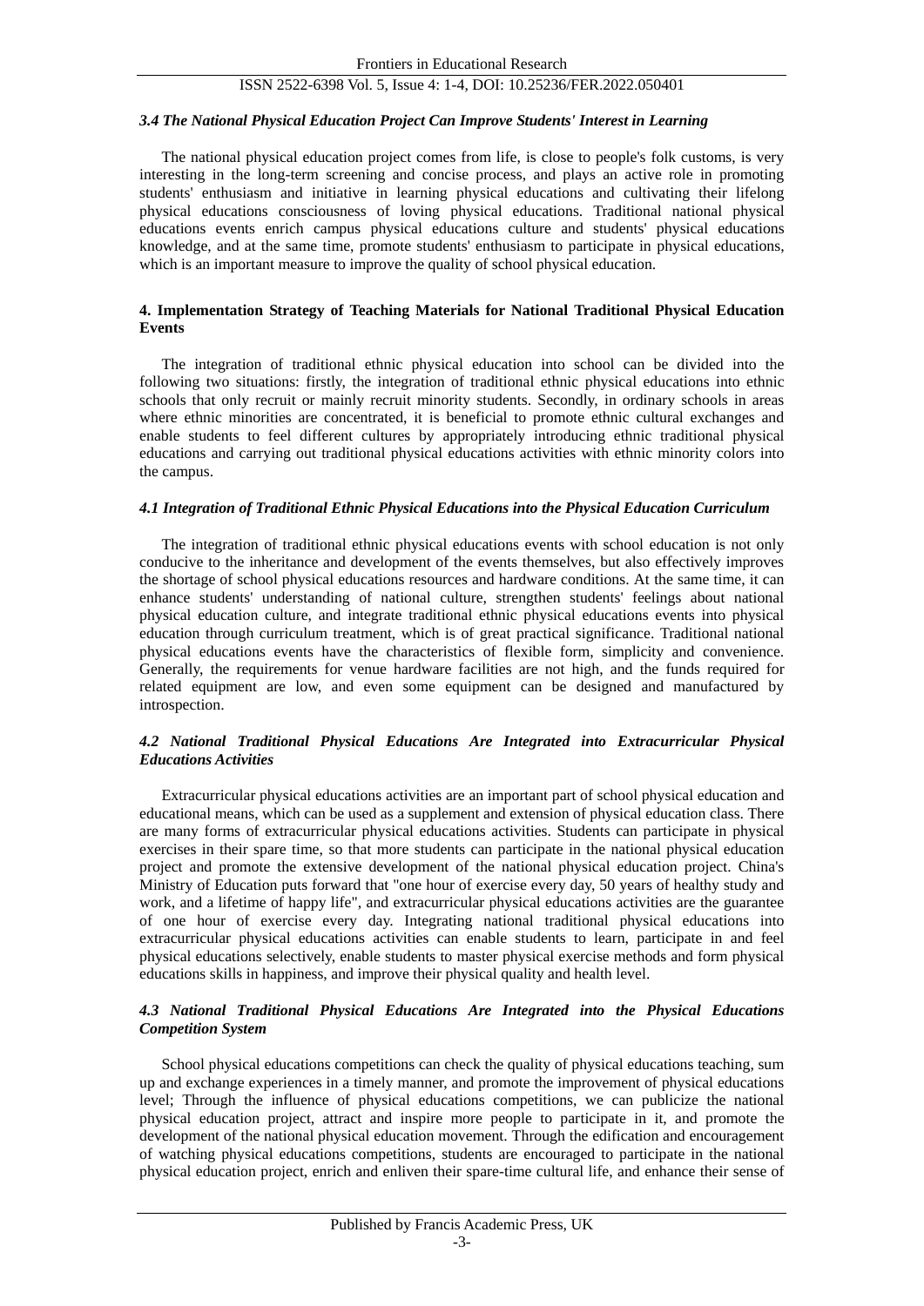### *3.4 The National Physical Education Project Can Improve Students' Interest in Learning*

The national physical education project comes from life, is close to people's folk customs, is very interesting in the long-term screening and concise process, and plays an active role in promoting students' enthusiasm and initiative in learning physical educations and cultivating their lifelong physical educations consciousness of loving physical educations. Traditional national physical educations events enrich campus physical educations culture and students' physical educations knowledge, and at the same time, promote students' enthusiasm to participate in physical educations, which is an important measure to improve the quality of school physical education.

## 4. Implementation Strategy of Teaching Materials for National Traditional Physical Education Events

The integration of traditional ethnic physical education into school can be divided into the following two situations: firstly, the integration of traditional ethnic physical educations into ethnic schools that only recruit or mainly recruit minority students. Secondly, in ordinary schools in areas where ethnic minorities are concentrated, it is beneficial to promote ethnic cultural exchanges and enable students to feel different cultures by appropriately introducing ethnic traditional physical educations and carrying out traditional physical educations activities with ethnic minority colors into the campus.

### *4.1 Integration of Traditional Ethnic Physical Educations into the Physical Education Curriculum*

The integration of traditional ethnic physical educations events with school education is not only conducive to the inheritance and development of the events themselves, but also effectively improves the shortage of school physical educations resources and hardware conditions. At the same time, it can enhance students' understanding of national culture, strengthen students' feelings about national physical education culture, and integrate traditional ethnic physical educations events into physical education through curriculum treatment, which is of great practical significance. Traditional national physical educations events have the characteristics of flexible form, simplicity and convenience. Generally, the requirements for venue hardware facilities are not high, and the funds required for related equipment are low, and even some equipment can be designed and manufactured by introspection.

### *4.2 National Traditional Physical Educations Are Integrated into Extracurricular Physical Educations Activities*

Extracurricular physical educations activities are an important part of school physical education and educational means, which can be used as a supplement and extension of physical education class. There are many forms of extracurricular physical educations activities. Students can participate in physical exercises in their spare time, so that more students can participate in the national physical education project and promote the extensive development of the national physical education project. China's Ministry of Education puts forward that "one hour of exercise every day, 50 years of healthy study and work, and a lifetime of happy life", and extracurricular physical educations activities are the guarantee of one hour of exercise every day. Integrating national traditional physical educations into extracurricular physical educations activities can enable students to learn, participate in and feel physical educations selectively, enable students to master physical exercise methods and form physical educations skills in happiness, and improve their physical quality and health level.

### *4.3 National Traditional Physical Educations Are Integrated into the Physical Educations Competition System*

School physical educations competitions can check the quality of physical educations teaching, sum up and exchange experiences in a timely manner, and promote the improvement of physical educations level; Through the influence of physical educations competitions, we can publicize the national physical education project, attract and inspire more people to participate in it, and promote the development of the national physical education movement. Through the edification and encouragement of watching physical educations competitions, students are encouraged to participate in the national physical education project, enrich and enliven their spare-time cultural life, and enhance their sense of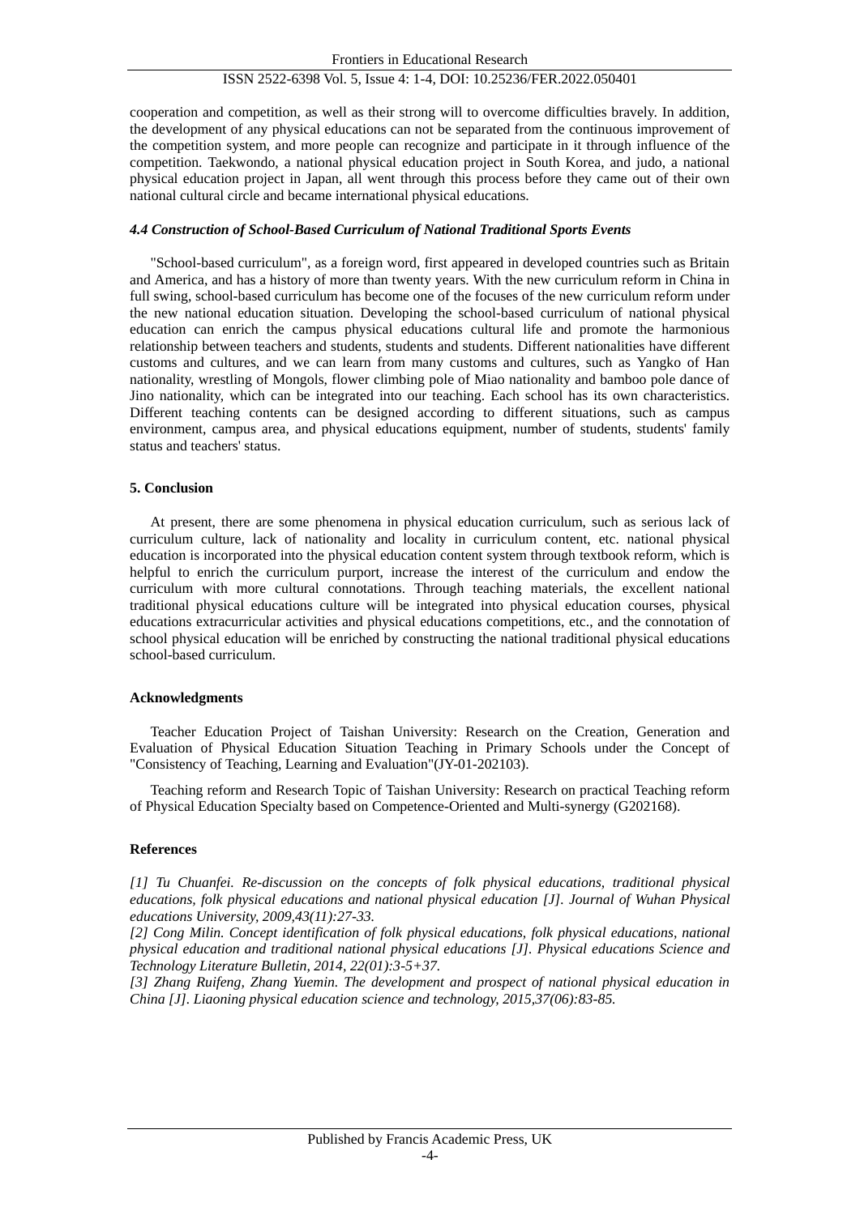cooperation and competition, as well as their strong will to overcome difficulties bravely. In addition, the development of any physical educations can not be separated from the continuous improvement of the competition system, and more people can recognize and participate in it through influence of the competition. Taekwondo, a national physical education project in South Korea, and judo, a national physical education project in Japan, all went through this process before they came out of their own national cultural circle and became international physical educations.

### *4.4 Construction of School-Based Curriculum of National Traditional Sports Events*

"School-based curriculum", as a foreign word, first appeared in developed countries such as Britain and America, and has a history of more than twenty years. With the new curriculum reform in China in full swing, school-based curriculum has become one of the focuses of the new curriculum reform under the new national education situation. Developing the school-based curriculum of national physical education can enrich the campus physical educations cultural life and promote the harmonious relationship between teachers and students, students and students. Different nationalities have different customs and cultures, and we can learn from many customs and cultures, such as Yangko of Han nationality, wrestling of Mongols, flower climbing pole of Miao nationality and bamboo pole dance of Jino nationality, which can be integrated into our teaching. Each school has its own characteristics. Different teaching contents can be designed according to different situations, such as campus environment, campus area, and physical educations equipment, number of students, students' family status and teachers' status.

## 5. Conclusion

At present, there are some phenomena in physical education curriculum, such as serious lack of curriculum culture, lack of nationality and locality in curriculum content, etc. national physical education is incorporated into the physical education content system through textbook reform, which is helpful to enrich the curriculum purport, increase the interest of the curriculum and endow the curriculum with more cultural connotations. Through teaching materials, the excellent national traditional physical educations culture will be integrated into physical education courses, physical educations extracurricular activities and physical educations competitions, etc., and the connotation of school physical education will be enriched by constructing the national traditional physical educations school-based curriculum.

## Acknowledgments

Teacher Education Project of Taishan University: Research on the Creation, Generation and Evaluation of Physical Education Situation Teaching in Primary Schools under the Concept of "Consistency of Teaching, Learning and Evaluation"(JY-01-202103).

Teaching reform and Research Topic of Taishan University: Research on practical Teaching reform of Physical Education Specialty based on Competence-Oriented and Multi-synergy (G202168).

## References

*[1] Tu Chuanfei. Re-discussion on the concepts of folk physical educations, traditional physical educations, folk physical educations and national physical education [J]. Journal of Wuhan Physical educations University, 2009,43(11):27-33.*

*[2] Cong Milin. Concept identification of folk physical educations, folk physical educations, national physical education and traditional national physical educations [J]. Physical educations Science and Technology Literature Bulletin, 2014, 22(01):3-5+37.*

*[3] Zhang Ruifeng, Zhang Yuemin. The development and prospect of national physical education in China [J]. Liaoning physical education science and technology, 2015,37(06):83-85.*